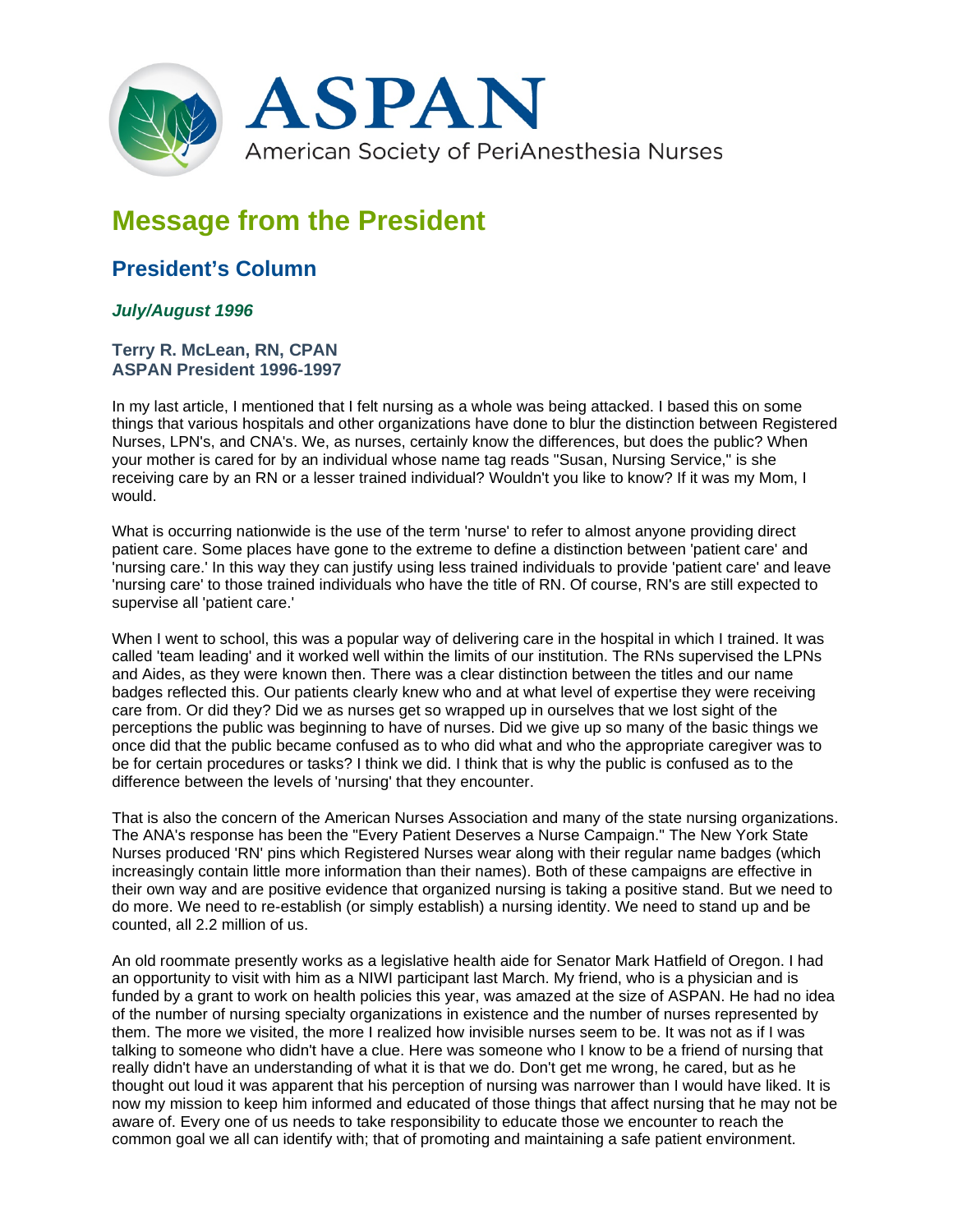# ASPAN

American Society of PeriAnesthesia Nurses

# Message from the President

## President's Column

***July/August 1996***

**Terry R. McLean, RN, CPAN**
**ASPAN President 1996-1997**

In my last article, I mentioned that I felt nursing as a whole was being attacked. I based this on some things that various hospitals and other organizations have done to blur the distinction between Registered Nurses, LPN's, and CNA's. We, as nurses, certainly know the differences, but does the public? When your mother is cared for by an individual whose name tag reads "Susan, Nursing Service," is she receiving care by an RN or a lesser trained individual? Wouldn't you like to know? If it was my Mom, I would.

What is occurring nationwide is the use of the term 'nurse' to refer to almost anyone providing direct patient care. Some places have gone to the extreme to define a distinction between 'patient care' and 'nursing care.' In this way they can justify using less trained individuals to provide 'patient care' and leave 'nursing care' to those trained individuals who have the title of RN. Of course, RN's are still expected to supervise all 'patient care.'

When I went to school, this was a popular way of delivering care in the hospital in which I trained. It was called 'team leading' and it worked well within the limits of our institution. The RNs supervised the LPNs and Aides, as they were known then. There was a clear distinction between the titles and our name badges reflected this. Our patients clearly knew who and at what level of expertise they were receiving care from. Or did they? Did we as nurses get so wrapped up in ourselves that we lost sight of the perceptions the public was beginning to have of nurses. Did we give up so many of the basic things we once did that the public became confused as to who did what and who the appropriate caregiver was to be for certain procedures or tasks? I think we did. I think that is why the public is confused as to the difference between the levels of 'nursing' that they encounter.

That is also the concern of the American Nurses Association and many of the state nursing organizations. The ANA's response has been the "Every Patient Deserves a Nurse Campaign." The New York State Nurses produced 'RN' pins which Registered Nurses wear along with their regular name badges (which increasingly contain little more information than their names). Both of these campaigns are effective in their own way and are positive evidence that organized nursing is taking a positive stand. But we need to do more. We need to re-establish (or simply establish) a nursing identity. We need to stand up and be counted, all 2.2 million of us.

An old roommate presently works as a legislative health aide for Senator Mark Hatfield of Oregon. I had an opportunity to visit with him as a NIWI participant last March. My friend, who is a physician and is funded by a grant to work on health policies this year, was amazed at the size of ASPAN. He had no idea of the number of nursing specialty organizations in existence and the number of nurses represented by them. The more we visited, the more I realized how invisible nurses seem to be. It was not as if I was talking to someone who didn't have a clue. Here was someone who I know to be a friend of nursing that really didn't have an understanding of what it is that we do. Don't get me wrong, he cared, but as he thought out loud it was apparent that his perception of nursing was narrower than I would have liked. It is now my mission to keep him informed and educated of those things that affect nursing that he may not be aware of. Every one of us needs to take responsibility to educate those we encounter to reach the common goal we all can identify with; that of promoting and maintaining a safe patient environment.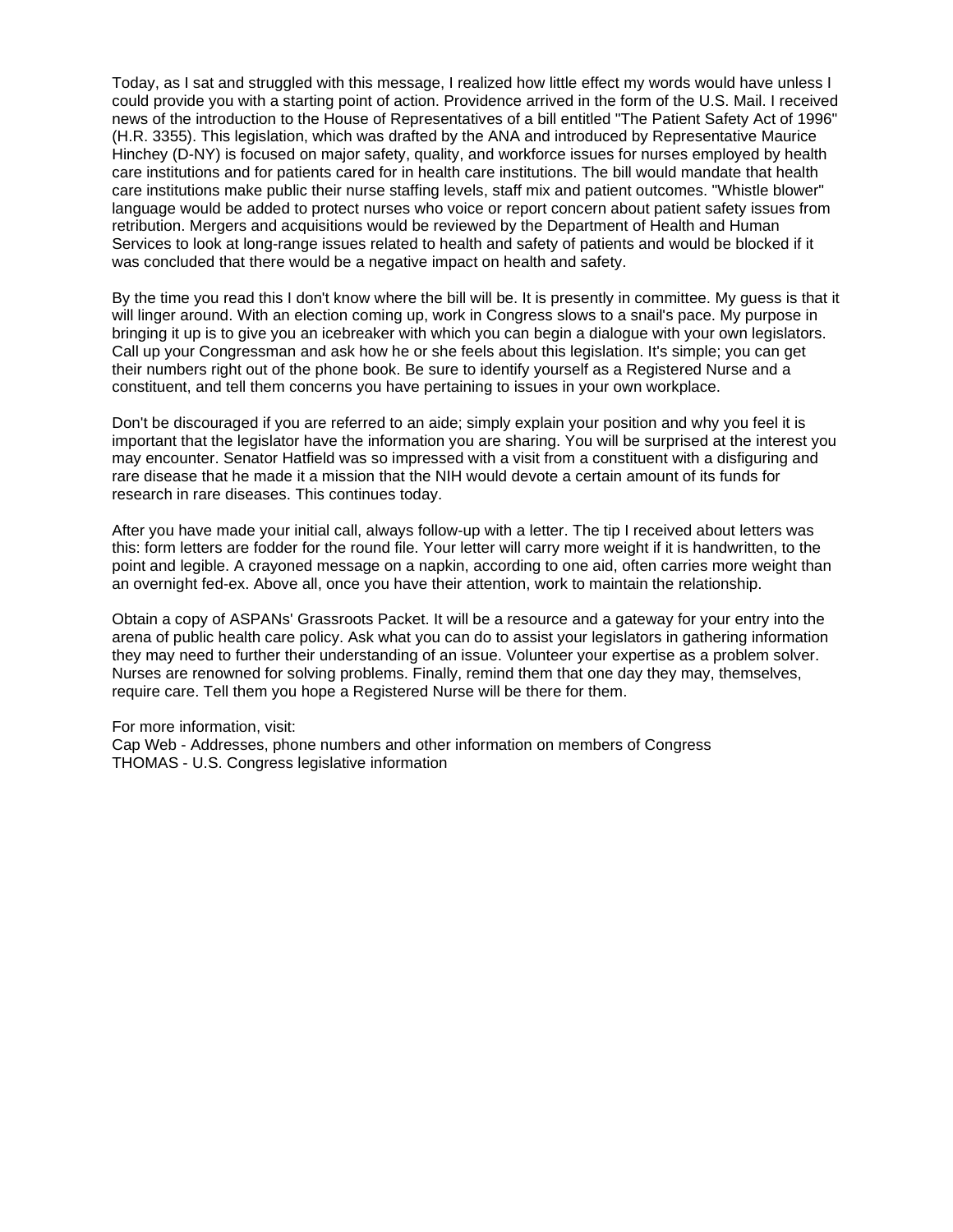Today, as I sat and struggled with this message, I realized how little effect my words would have unless I could provide you with a starting point of action. Providence arrived in the form of the U.S. Mail. I received news of the introduction to the House of Representatives of a bill entitled "The Patient Safety Act of 1996" (H.R. 3355). This legislation, which was drafted by the ANA and introduced by Representative Maurice Hinchey (D-NY) is focused on major safety, quality, and workforce issues for nurses employed by health care institutions and for patients cared for in health care institutions. The bill would mandate that health care institutions make public their nurse staffing levels, staff mix and patient outcomes. "Whistle blower" language would be added to protect nurses who voice or report concern about patient safety issues from retribution. Mergers and acquisitions would be reviewed by the Department of Health and Human Services to look at long-range issues related to health and safety of patients and would be blocked if it was concluded that there would be a negative impact on health and safety.

By the time you read this I don't know where the bill will be. It is presently in committee. My guess is that it will linger around. With an election coming up, work in Congress slows to a snail's pace. My purpose in bringing it up is to give you an icebreaker with which you can begin a dialogue with your own legislators. Call up your Congressman and ask how he or she feels about this legislation. It's simple; you can get their numbers right out of the phone book. Be sure to identify yourself as a Registered Nurse and a constituent, and tell them concerns you have pertaining to issues in your own workplace.

Don't be discouraged if you are referred to an aide; simply explain your position and why you feel it is important that the legislator have the information you are sharing. You will be surprised at the interest you may encounter. Senator Hatfield was so impressed with a visit from a constituent with a disfiguring and rare disease that he made it a mission that the NIH would devote a certain amount of its funds for research in rare diseases. This continues today.

After you have made your initial call, always follow-up with a letter. The tip I received about letters was this: form letters are fodder for the round file. Your letter will carry more weight if it is handwritten, to the point and legible. A crayoned message on a napkin, according to one aid, often carries more weight than an overnight fed-ex. Above all, once you have their attention, work to maintain the relationship.

Obtain a copy of ASPANs' Grassroots Packet. It will be a resource and a gateway for your entry into the arena of public health care policy. Ask what you can do to assist your legislators in gathering information they may need to further their understanding of an issue. Volunteer your expertise as a problem solver. Nurses are renowned for solving problems. Finally, remind them that one day they may, themselves, require care. Tell them you hope a Registered Nurse will be there for them.

For more information, visit:
Cap Web - Addresses, phone numbers and other information on members of Congress
THOMAS - U.S. Congress legislative information